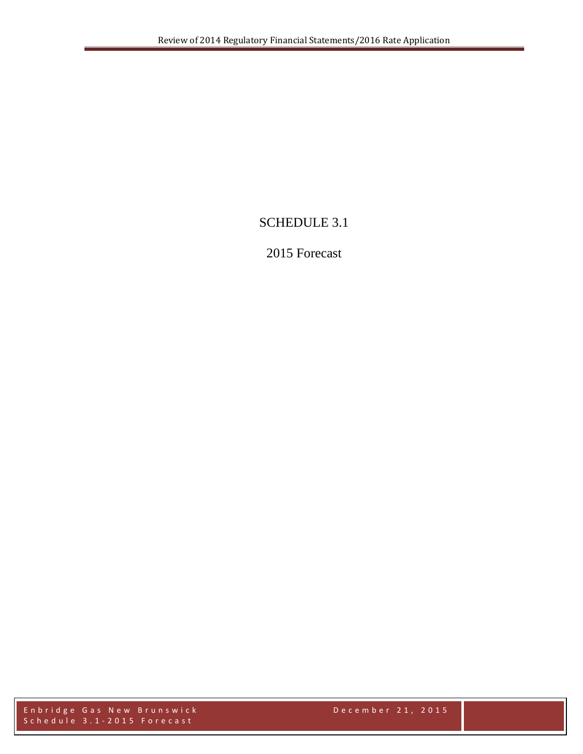# SCHEDULE 3.1

## 2015 Forecast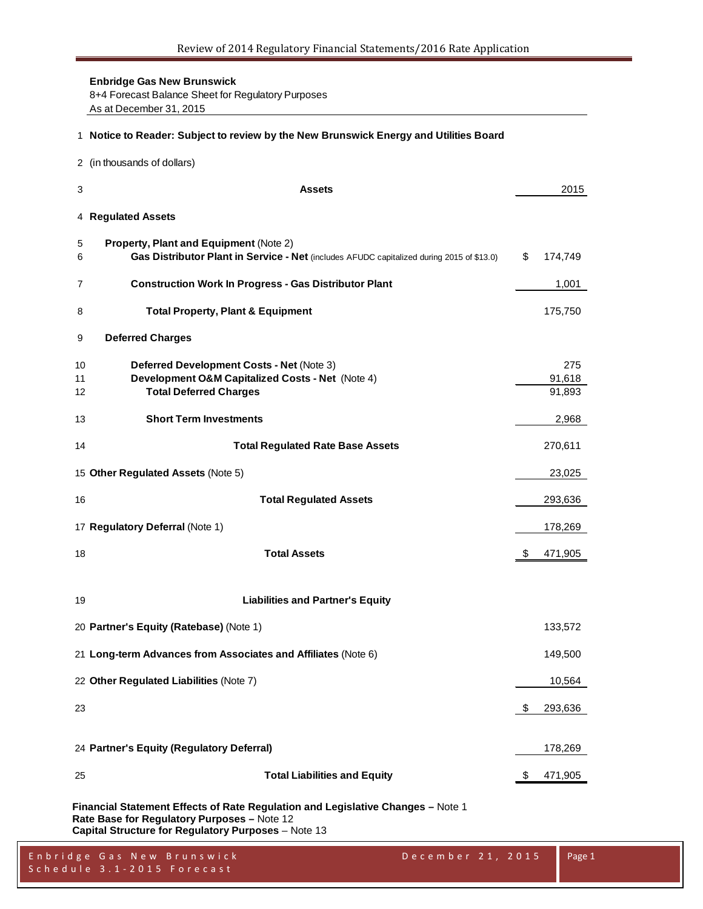**Enbridge Gas New Brunswick**
8+4 Forecast Balance Sheet for Regulatory Purposes
As at December 31, 2015

| Line | Description | 2015 |
|---|---|---|
| 1 | **Notice to Reader: Subject to review by the New Brunswick Energy and Utilities Board** | |
| 2 | (in thousands of dollars) | |
| 3 | **Assets** | 2015 |
| 4 | **Regulated Assets** | |
| 5 | **Property, Plant and Equipment** (Note 2) | |
| 6 | **Gas Distributor Plant in Service - Net** (includes AFUDC capitalized during 2015 of $13.0) | $ 174,749 |
| 7 | **Construction Work In Progress - Gas Distributor Plant** | 1,001 |
| 8 | **Total Property, Plant & Equipment** | 175,750 |
| 9 | **Deferred Charges** | |
| 10 | **Deferred Development Costs - Net** (Note 3) | 275 |
| 11 | **Development O&M Capitalized Costs - Net** (Note 4) | 91,618 |
| 12 | **Total Deferred Charges** | 91,893 |
| 13 | **Short Term Investments** | 2,968 |
| 14 | **Total Regulated Rate Base Assets** | 270,611 |
| 15 | **Other Regulated Assets** (Note 5) | 23,025 |
| 16 | **Total Regulated Assets** | 293,636 |
| 17 | **Regulatory Deferral** (Note 1) | 178,269 |
| 18 | **Total Assets** | $ 471,905 |
| 19 | **Liabilities and Partner's Equity** | |
| 20 | **Partner's Equity (Ratebase)** (Note 1) | 133,572 |
| 21 | **Long-term Advances from Associates and Affiliates** (Note 6) | 149,500 |
| 22 | **Other Regulated Liabilities** (Note 7) | 10,564 |
| 23 | | $ 293,636 |
| 24 | **Partner's Equity (Regulatory Deferral)** | 178,269 |
| 25 | **Total Liabilities and Equity** | $ 471,905 |

**Financial Statement Effects of Rate Regulation and Legislative Changes –** Note 1
**Rate Base for Regulatory Purposes –** Note 12
**Capital Structure for Regulatory Purposes** – Note 13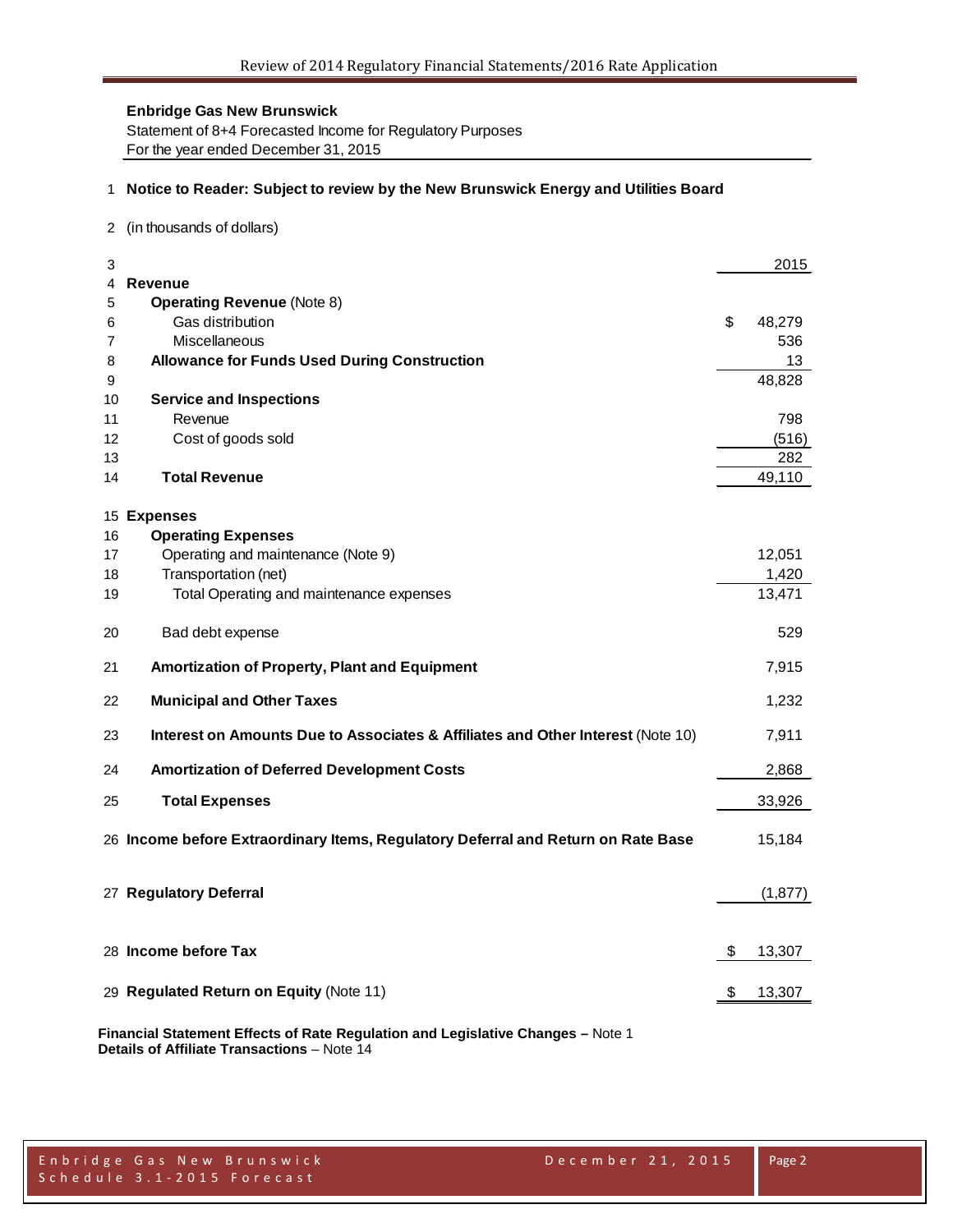**Enbridge Gas New Brunswick**
Statement of 8+4 Forecasted Income for Regulatory Purposes
For the year ended December 31, 2015

| Line | Description | 2015 |
|---|---|---|
| 1 | **Notice to Reader: Subject to review by the New Brunswick Energy and Utilities Board** | |
| 2 | (in thousands of dollars) | |
| 3 | | 2015 |
| 4 | **Revenue** | |
| 5 | **Operating Revenue** (Note 8) | |
| 6 | Gas distribution | $ 48,279 |
| 7 | Miscellaneous | 536 |
| 8 | **Allowance for Funds Used During Construction** | 13 |
| 9 | | 48,828 |
| 10 | **Service and Inspections** | |
| 11 | Revenue | 798 |
| 12 | Cost of goods sold | (516) |
| 13 | | 282 |
| 14 | **Total Revenue** | 49,110 |
| 15 | **Expenses** | |
| 16 | **Operating Expenses** | |
| 17 | Operating and maintenance (Note 9) | 12,051 |
| 18 | Transportation (net) | 1,420 |
| 19 | Total Operating and maintenance expenses | 13,471 |
| 20 | Bad debt expense | 529 |
| 21 | **Amortization of Property, Plant and Equipment** | 7,915 |
| 22 | **Municipal and Other Taxes** | 1,232 |
| 23 | **Interest on Amounts Due to Associates & Affiliates and Other Interest** (Note 10) | 7,911 |
| 24 | **Amortization of Deferred Development Costs** | 2,868 |
| 25 | **Total Expenses** | 33,926 |
| 26 | **Income before Extraordinary Items, Regulatory Deferral and Return on Rate Base** | 15,184 |
| 27 | **Regulatory Deferral** | (1,877) |
| 28 | **Income before Tax** | $ 13,307 |
| 29 | **Regulated Return on Equity** (Note 11) | $ 13,307 |

**Financial Statement Effects of Rate Regulation and Legislative Changes –** Note 1
**Details of Affiliate Transactions** – Note 14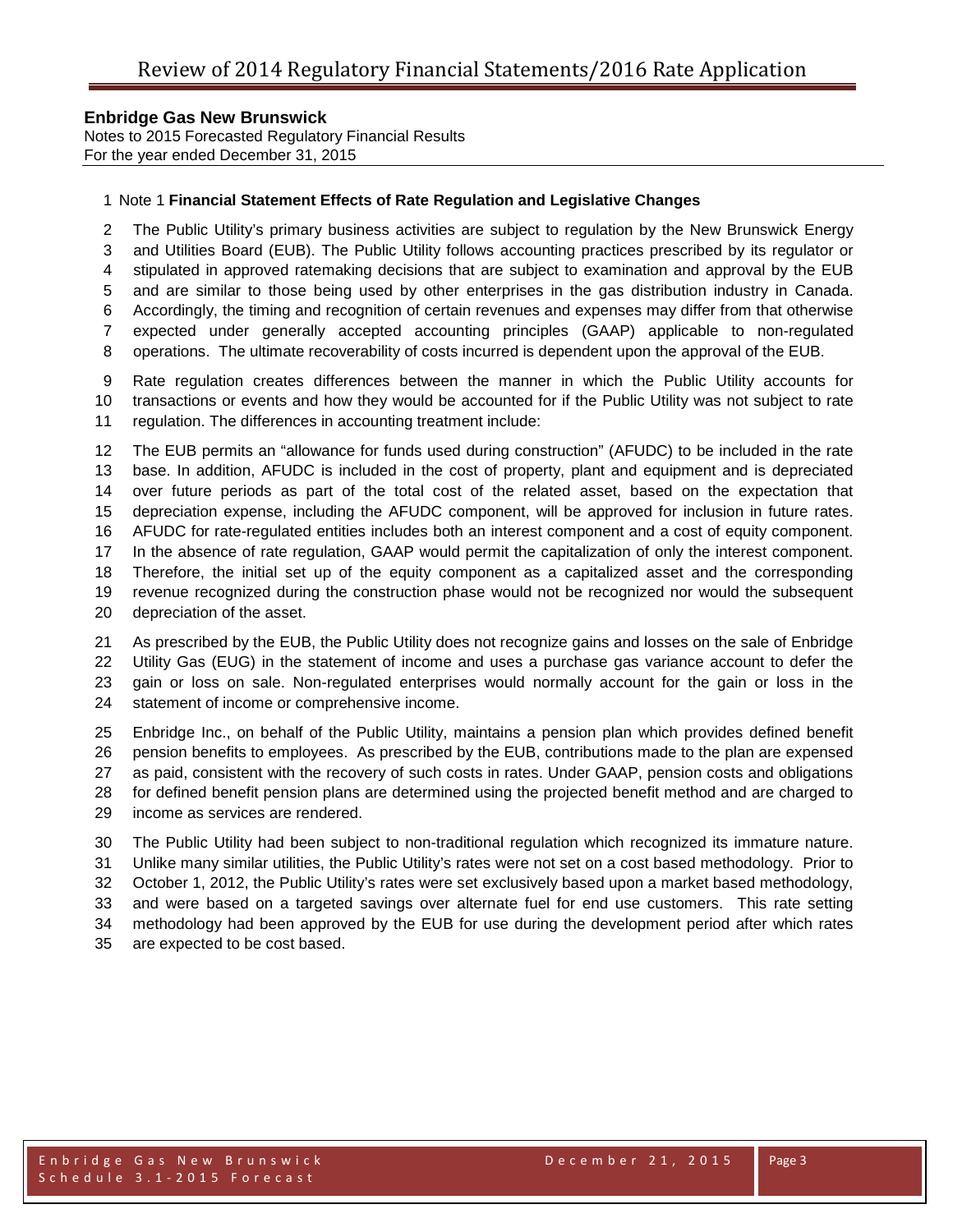**Enbridge Gas New Brunswick**
Notes to 2015 Forecasted Regulatory Financial Results
For the year ended December 31, 2015

Note 1 **Financial Statement Effects of Rate Regulation and Legislative Changes**

The Public Utility's primary business activities are subject to regulation by the New Brunswick Energy and Utilities Board (EUB). The Public Utility follows accounting practices prescribed by its regulator or stipulated in approved ratemaking decisions that are subject to examination and approval by the EUB and are similar to those being used by other enterprises in the gas distribution industry in Canada. Accordingly, the timing and recognition of certain revenues and expenses may differ from that otherwise expected under generally accepted accounting principles (GAAP) applicable to non-regulated operations. The ultimate recoverability of costs incurred is dependent upon the approval of the EUB.

Rate regulation creates differences between the manner in which the Public Utility accounts for transactions or events and how they would be accounted for if the Public Utility was not subject to rate regulation. The differences in accounting treatment include:

The EUB permits an "allowance for funds used during construction" (AFUDC) to be included in the rate base. In addition, AFUDC is included in the cost of property, plant and equipment and is depreciated over future periods as part of the total cost of the related asset, based on the expectation that depreciation expense, including the AFUDC component, will be approved for inclusion in future rates. AFUDC for rate-regulated entities includes both an interest component and a cost of equity component. In the absence of rate regulation, GAAP would permit the capitalization of only the interest component. Therefore, the initial set up of the equity component as a capitalized asset and the corresponding revenue recognized during the construction phase would not be recognized nor would the subsequent depreciation of the asset.

As prescribed by the EUB, the Public Utility does not recognize gains and losses on the sale of Enbridge Utility Gas (EUG) in the statement of income and uses a purchase gas variance account to defer the gain or loss on sale. Non-regulated enterprises would normally account for the gain or loss in the statement of income or comprehensive income.

Enbridge Inc., on behalf of the Public Utility, maintains a pension plan which provides defined benefit pension benefits to employees. As prescribed by the EUB, contributions made to the plan are expensed as paid, consistent with the recovery of such costs in rates. Under GAAP, pension costs and obligations for defined benefit pension plans are determined using the projected benefit method and are charged to income as services are rendered.

The Public Utility had been subject to non-traditional regulation which recognized its immature nature. Unlike many similar utilities, the Public Utility's rates were not set on a cost based methodology. Prior to October 1, 2012, the Public Utility's rates were set exclusively based upon a market based methodology, and were based on a targeted savings over alternate fuel for end use customers. This rate setting methodology had been approved by the EUB for use during the development period after which rates are expected to be cost based.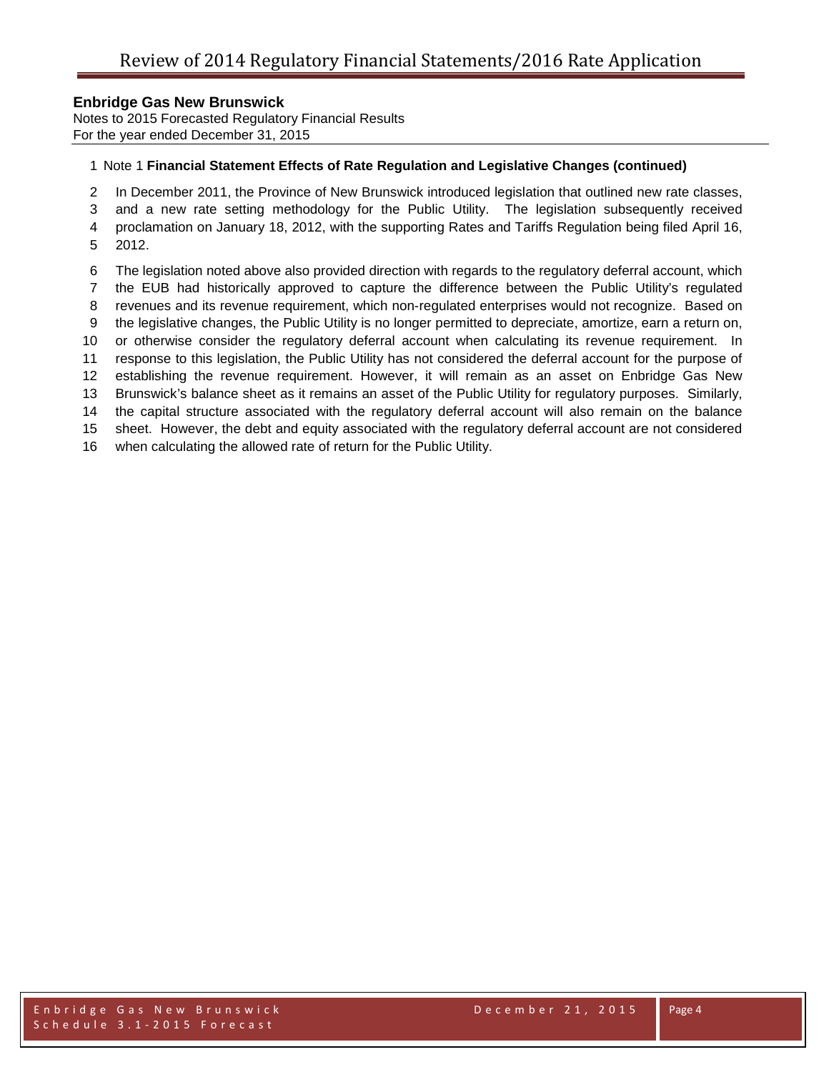**Enbridge Gas New Brunswick**
Notes to 2015 Forecasted Regulatory Financial Results
For the year ended December 31, 2015

Note 1 **Financial Statement Effects of Rate Regulation and Legislative Changes (continued)**

In December 2011, the Province of New Brunswick introduced legislation that outlined new rate classes, and a new rate setting methodology for the Public Utility. The legislation subsequently received proclamation on January 18, 2012, with the supporting Rates and Tariffs Regulation being filed April 16, 2012.

The legislation noted above also provided direction with regards to the regulatory deferral account, which the EUB had historically approved to capture the difference between the Public Utility's regulated revenues and its revenue requirement, which non-regulated enterprises would not recognize. Based on the legislative changes, the Public Utility is no longer permitted to depreciate, amortize, earn a return on, or otherwise consider the regulatory deferral account when calculating its revenue requirement. In response to this legislation, the Public Utility has not considered the deferral account for the purpose of establishing the revenue requirement. However, it will remain as an asset on Enbridge Gas New Brunswick's balance sheet as it remains an asset of the Public Utility for regulatory purposes. Similarly, the capital structure associated with the regulatory deferral account will also remain on the balance sheet. However, the debt and equity associated with the regulatory deferral account are not considered when calculating the allowed rate of return for the Public Utility.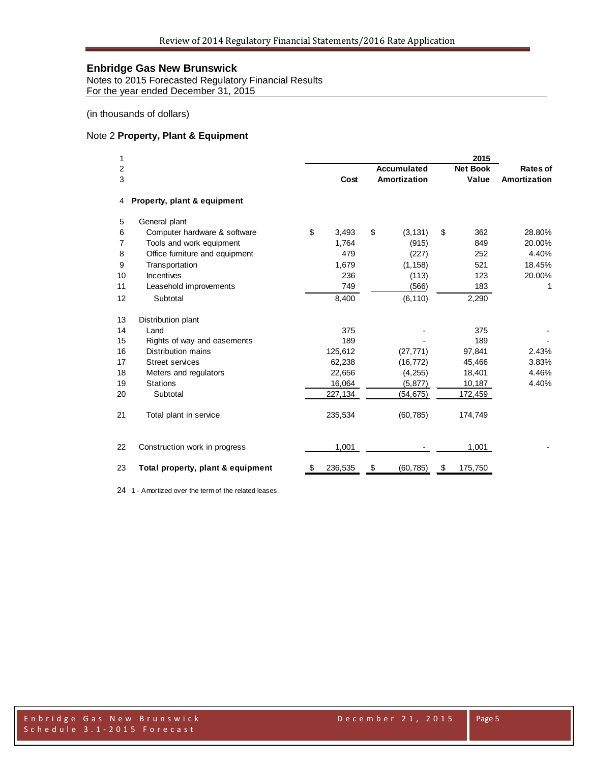## Enbridge Gas New Brunswick

Notes to 2015 Forecasted Regulatory Financial Results
For the year ended December 31, 2015

(in thousands of dollars)

### Note 2 **Property, Plant & Equipment**

| | | 2015 | | | |
|---|---|---|---|---|---|
| | | Cost | Accumulated Amortization | Net Book Value | Rates of Amortization |
| 4 | **Property, plant & equipment** | | | | |
| 5 | General plant | | | | |
| 6 | Computer hardware & software | $ 3,493 | $ (3,131) | $ 362 | 28.80% |
| 7 | Tools and work equipment | 1,764 | (915) | 849 | 20.00% |
| 8 | Office furniture and equipment | 479 | (227) | 252 | 4.40% |
| 9 | Transportation | 1,679 | (1,158) | 521 | 18.45% |
| 10 | Incentives | 236 | (113) | 123 | 20.00% |
| 11 | Leasehold improvements | 749 | (566) | 183 | 1 |
| 12 | Subtotal | 8,400 | (6,110) | 2,290 | |
| 13 | Distribution plant | | | | |
| 14 | Land | 375 | - | 375 | - |
| 15 | Rights of way and easements | 189 | - | 189 | - |
| 16 | Distribution mains | 125,612 | (27,771) | 97,841 | 2.43% |
| 17 | Street services | 62,238 | (16,772) | 45,466 | 3.83% |
| 18 | Meters and regulators | 22,656 | (4,255) | 18,401 | 4.46% |
| 19 | Stations | 16,064 | (5,877) | 10,187 | 4.40% |
| 20 | Subtotal | 227,134 | (54,675) | 172,459 | |
| 21 | Total plant in service | 235,534 | (60,785) | 174,749 | |
| 22 | Construction work in progress | 1,001 | - | 1,001 | - |
| 23 | **Total property, plant & equipment** | $ 236,535 | $ (60,785) | $ 175,750 | |

24 1 - Amortized over the term of the related leases.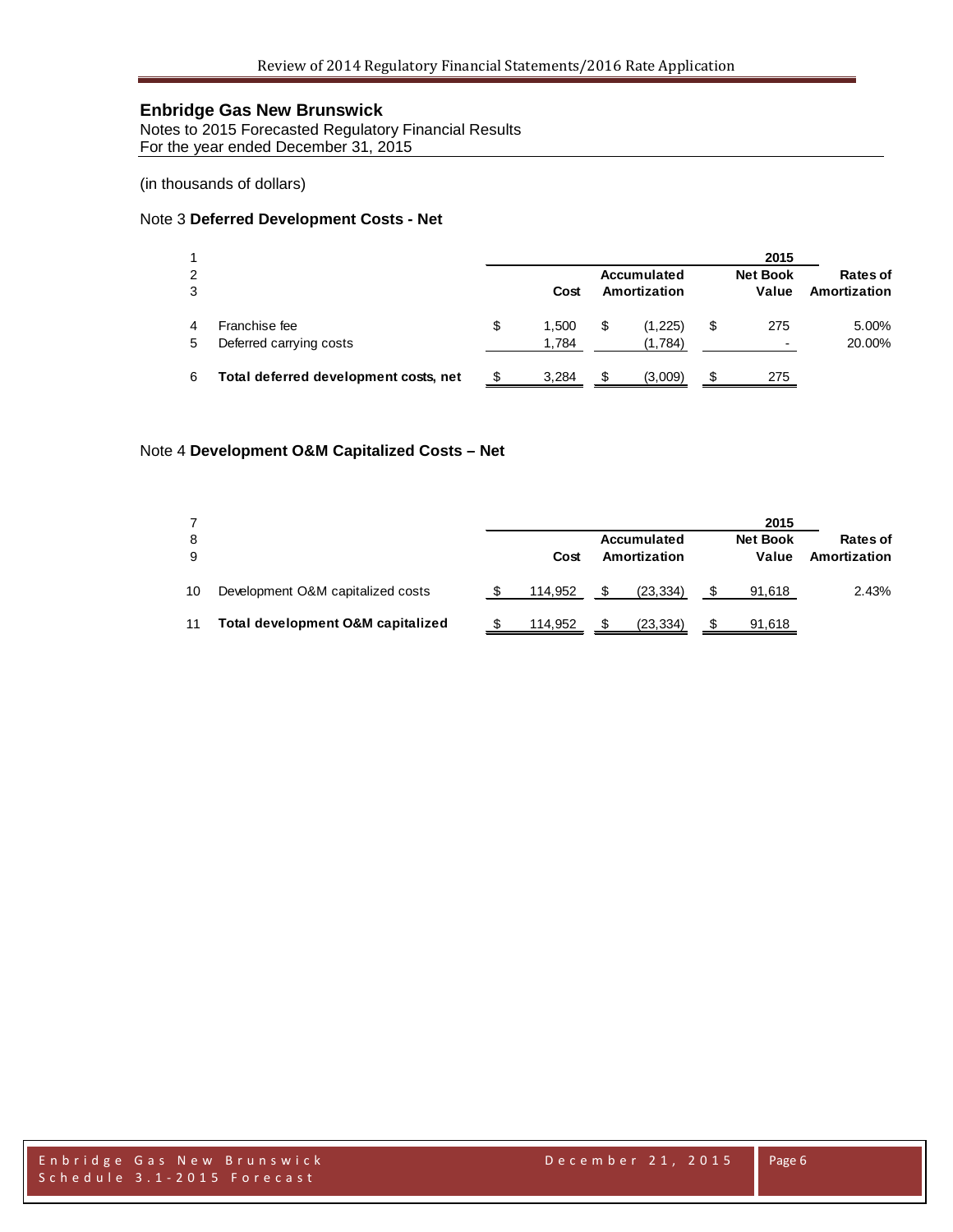## Enbridge Gas New Brunswick

Notes to 2015 Forecasted Regulatory Financial Results
For the year ended December 31, 2015

(in thousands of dollars)

### Note 3 **Deferred Development Costs - Net**

| | | 2015 | | | |
|---|---|---|---|---|---|
| | | | Accumulated | Net Book | Rates of |
| | | Cost | Amortization | Value | Amortization |
| 4 | Franchise fee | $ 1,500 | $ (1,225) | $ 275 | 5.00% |
| 5 | Deferred carrying costs | 1,784 | (1,784) | - | 20.00% |
| 6 | **Total deferred development costs, net** | $ 3,284 | $ (3,009) | $ 275 | |

### Note 4 **Development O&M Capitalized Costs – Net**

| | | 2015 | | | |
|---|---|---|---|---|---|
| | | | Accumulated | Net Book | Rates of |
| | | Cost | Amortization | Value | Amortization |
| 10 | Development O&M capitalized costs | $ 114,952 | $ (23,334) | $ 91,618 | 2.43% |
| 11 | **Total development O&M capitalized** | $ 114,952 | $ (23,334) | $ 91,618 | |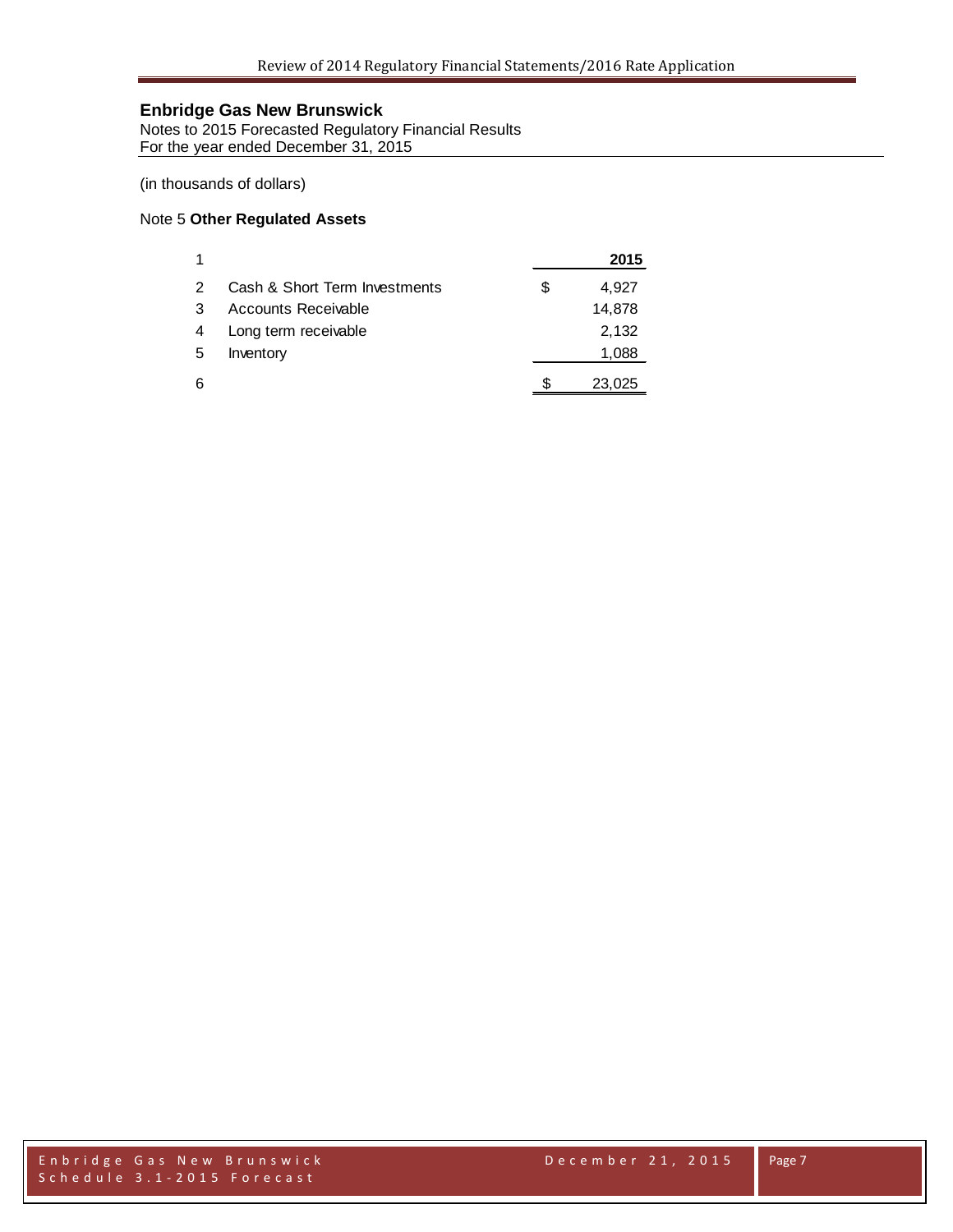## Enbridge Gas New Brunswick

Notes to 2015 Forecasted Regulatory Financial Results
For the year ended December 31, 2015

(in thousands of dollars)

### Note 5 **Other Regulated Assets**

| 1 | | | 2015 |
|---|---|---|---|
| 2 | Cash & Short Term Investments | $ | 4,927 |
| 3 | Accounts Receivable | | 14,878 |
| 4 | Long term receivable | | 2,132 |
| 5 | Inventory | | 1,088 |
| 6 | | $ | 23,025 |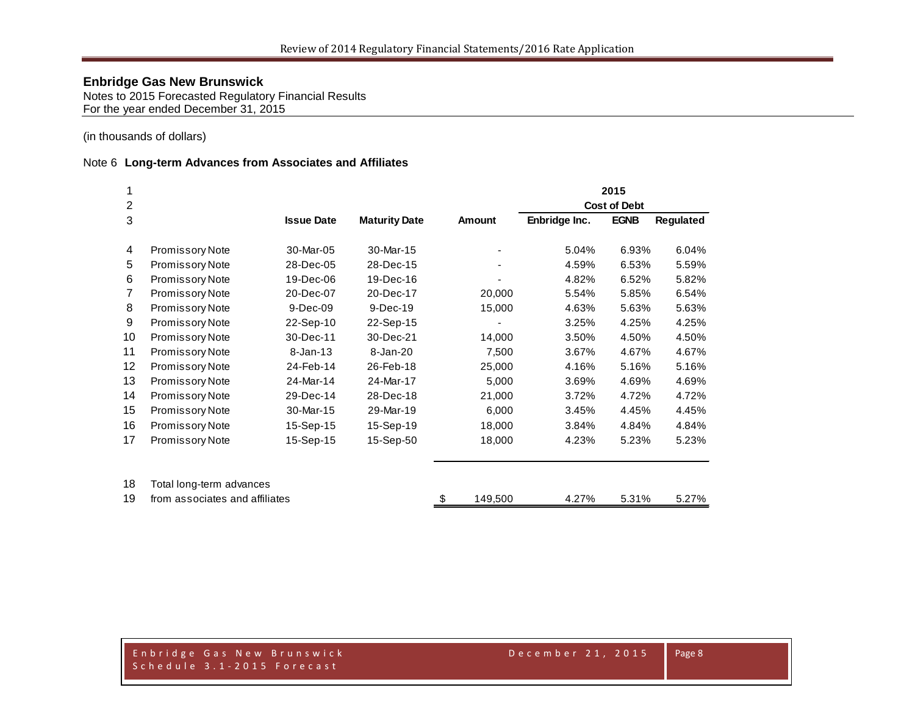## Enbridge Gas New Brunswick

Notes to 2015 Forecasted Regulatory Financial Results
For the year ended December 31, 2015

(in thousands of dollars)

Note 6 **Long-term Advances from Associates and Affiliates**

| | | | | | 2015 | | |
|---|---|---|---|---|---|---|---|
| | | | | | Cost of Debt | | |
| | | **Issue Date** | **Maturity Date** | **Amount** | **Enbridge Inc.** | **EGNB** | **Regulated** |
| 4 | Promissory Note | 30-Mar-05 | 30-Mar-15 | - | 5.04% | 6.93% | 6.04% |
| 5 | Promissory Note | 28-Dec-05 | 28-Dec-15 | - | 4.59% | 6.53% | 5.59% |
| 6 | Promissory Note | 19-Dec-06 | 19-Dec-16 | - | 4.82% | 6.52% | 5.82% |
| 7 | Promissory Note | 20-Dec-07 | 20-Dec-17 | 20,000 | 5.54% | 5.85% | 6.54% |
| 8 | Promissory Note | 9-Dec-09 | 9-Dec-19 | 15,000 | 4.63% | 5.63% | 5.63% |
| 9 | Promissory Note | 22-Sep-10 | 22-Sep-15 | - | 3.25% | 4.25% | 4.25% |
| 10 | Promissory Note | 30-Dec-11 | 30-Dec-21 | 14,000 | 3.50% | 4.50% | 4.50% |
| 11 | Promissory Note | 8-Jan-13 | 8-Jan-20 | 7,500 | 3.67% | 4.67% | 4.67% |
| 12 | Promissory Note | 24-Feb-14 | 26-Feb-18 | 25,000 | 4.16% | 5.16% | 5.16% |
| 13 | Promissory Note | 24-Mar-14 | 24-Mar-17 | 5,000 | 3.69% | 4.69% | 4.69% |
| 14 | Promissory Note | 29-Dec-14 | 28-Dec-18 | 21,000 | 3.72% | 4.72% | 4.72% |
| 15 | Promissory Note | 30-Mar-15 | 29-Mar-19 | 6,000 | 3.45% | 4.45% | 4.45% |
| 16 | Promissory Note | 15-Sep-15 | 15-Sep-19 | 18,000 | 3.84% | 4.84% | 4.84% |
| 17 | Promissory Note | 15-Sep-15 | 15-Sep-50 | 18,000 | 4.23% | 5.23% | 5.23% |
| 18 | Total long-term advances | | | | | | |
| 19 | from associates and affiliates | | | $ 149,500 | 4.27% | 5.31% | 5.27% |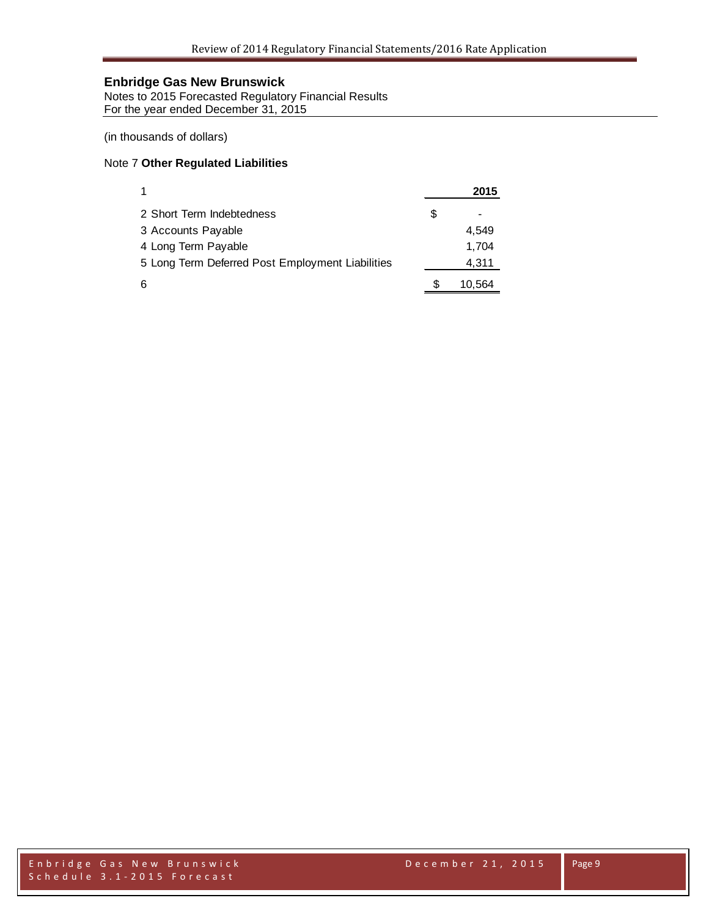## Enbridge Gas New Brunswick

Notes to 2015 Forecasted Regulatory Financial Results
For the year ended December 31, 2015

(in thousands of dollars)

### Note 7 **Other Regulated Liabilities**

| 1 | | 2015 |
|---|---|---|
| 2 Short Term Indebtedness | $ | - |
| 3 Accounts Payable | | 4,549 |
| 4 Long Term Payable | | 1,704 |
| 5 Long Term Deferred Post Employment Liabilities | | 4,311 |
| 6 | $ | 10,564 |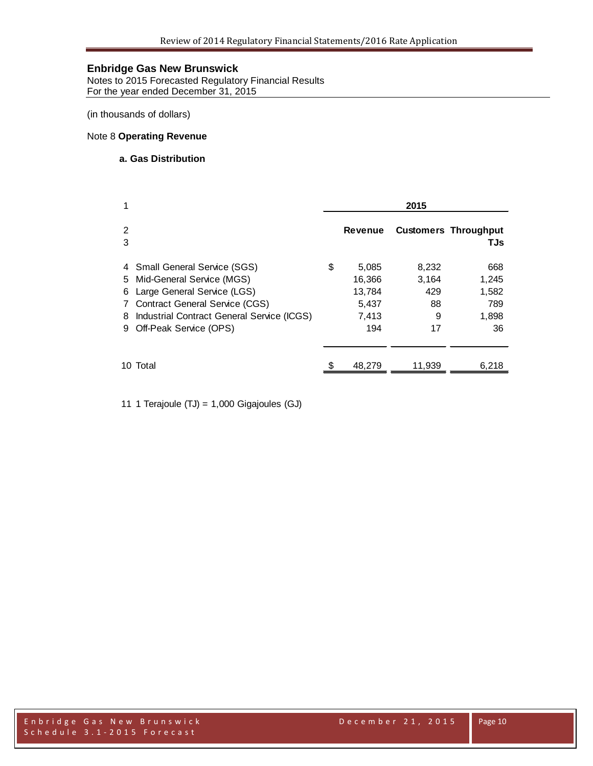# Enbridge Gas New Brunswick

Notes to 2015 Forecasted Regulatory Financial Results
For the year ended December 31, 2015

(in thousands of dollars)

## Note 8 **Operating Revenue**

### a. Gas Distribution

| 1 | | 2015 | | |
|---|---|---|---|---|
| 2 | | **Revenue** | **Customers** | **Throughput** |
| 3 | | | | **TJs** |
| 4 | Small General Service (SGS) | $ 5,085 | 8,232 | 668 |
| 5 | Mid-General Service (MGS) | 16,366 | 3,164 | 1,245 |
| 6 | Large General Service (LGS) | 13,784 | 429 | 1,582 |
| 7 | Contract General Service (CGS) | 5,437 | 88 | 789 |
| 8 | Industrial Contract General Service (ICGS) | 7,413 | 9 | 1,898 |
| 9 | Off-Peak Service (OPS) | 194 | 17 | 36 |
| 10 | Total | $ 48,279 | 11,939 | 6,218 |

11 1 Terajoule (TJ) = 1,000 Gigajoules (GJ)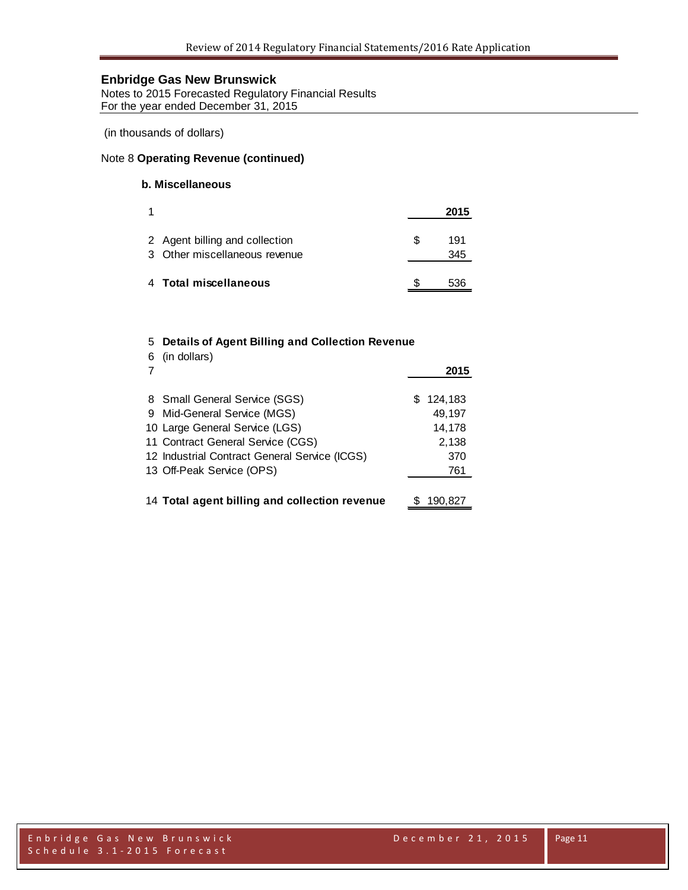## Enbridge Gas New Brunswick

Notes to 2015 Forecasted Regulatory Financial Results
For the year ended December 31, 2015

(in thousands of dollars)

Note 8 **Operating Revenue (continued)**

### b. Miscellaneous

| 1 | | 2015 |
|---|---|---|
| 2 | Agent billing and collection | $ 191 |
| 3 | Other miscellaneous revenue | 345 |
| 4 | **Total miscellaneous** | $ 536 |

| 5 | **Details of Agent Billing and Collection Revenue** | |
|---|---|---|
| 6 | (in dollars) | |
| 7 | | **2015** |
| 8 | Small General Service (SGS) | $ 124,183 |
| 9 | Mid-General Service (MGS) | 49,197 |
| 10 | Large General Service (LGS) | 14,178 |
| 11 | Contract General Service (CGS) | 2,138 |
| 12 | Industrial Contract General Service (ICGS) | 370 |
| 13 | Off-Peak Service (OPS) | 761 |
| 14 | **Total agent billing and collection revenue** | $ 190,827 |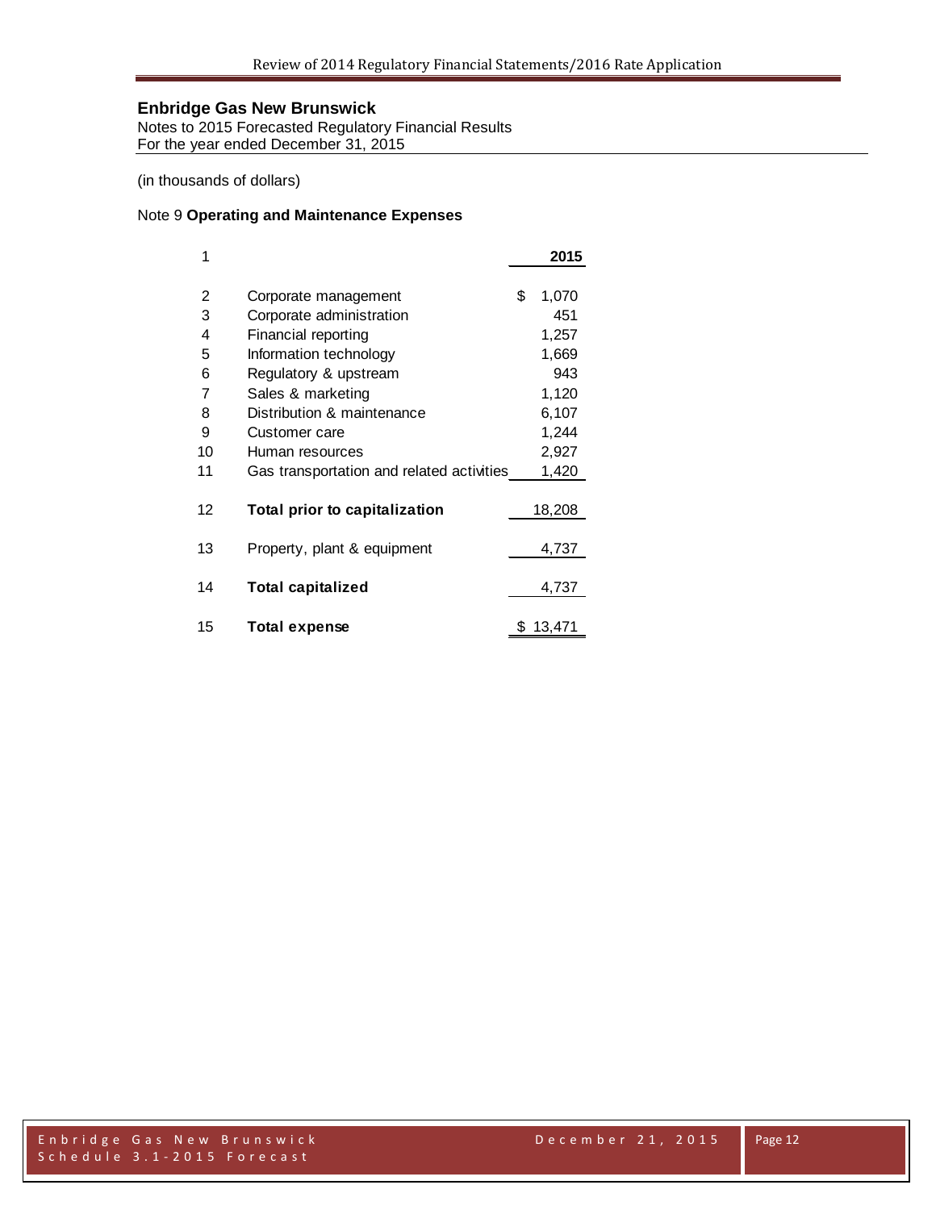**Enbridge Gas New Brunswick**
Notes to 2015 Forecasted Regulatory Financial Results
For the year ended December 31, 2015

(in thousands of dollars)

Note 9 **Operating and Maintenance Expenses**

| 1 | | 2015 |
|---|---|---|
| 2 | Corporate management | $ 1,070 |
| 3 | Corporate administration | 451 |
| 4 | Financial reporting | 1,257 |
| 5 | Information technology | 1,669 |
| 6 | Regulatory & upstream | 943 |
| 7 | Sales & marketing | 1,120 |
| 8 | Distribution & maintenance | 6,107 |
| 9 | Customer care | 1,244 |
| 10 | Human resources | 2,927 |
| 11 | Gas transportation and related activities | 1,420 |
| 12 | **Total prior to capitalization** | 18,208 |
| 13 | Property, plant & equipment | 4,737 |
| 14 | **Total capitalized** | 4,737 |
| 15 | **Total expense** | $ 13,471 |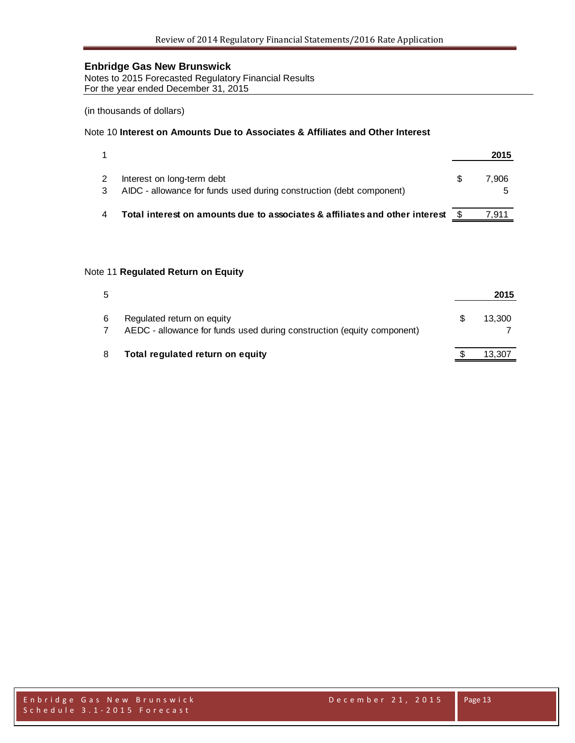## Enbridge Gas New Brunswick

Notes to 2015 Forecasted Regulatory Financial Results
For the year ended December 31, 2015

(in thousands of dollars)

### Note 10 **Interest on Amounts Due to Associates & Affiliates and Other Interest**

| 1 | | | 2015 |
|---|---|---|---|
| 2 | Interest on long-term debt | $ | 7,906 |
| 3 | AIDC - allowance for funds used during construction (debt component) | | 5 |
| 4 | **Total interest on amounts due to associates & affiliates and other interest** | $ | 7,911 |

### Note 11 **Regulated Return on Equity**

| 5 | | | 2015 |
|---|---|---|---|
| 6 | Regulated return on equity | $ | 13,300 |
| 7 | AEDC - allowance for funds used during construction (equity component) | | 7 |
| 8 | **Total regulated return on equity** | $ | 13,307 |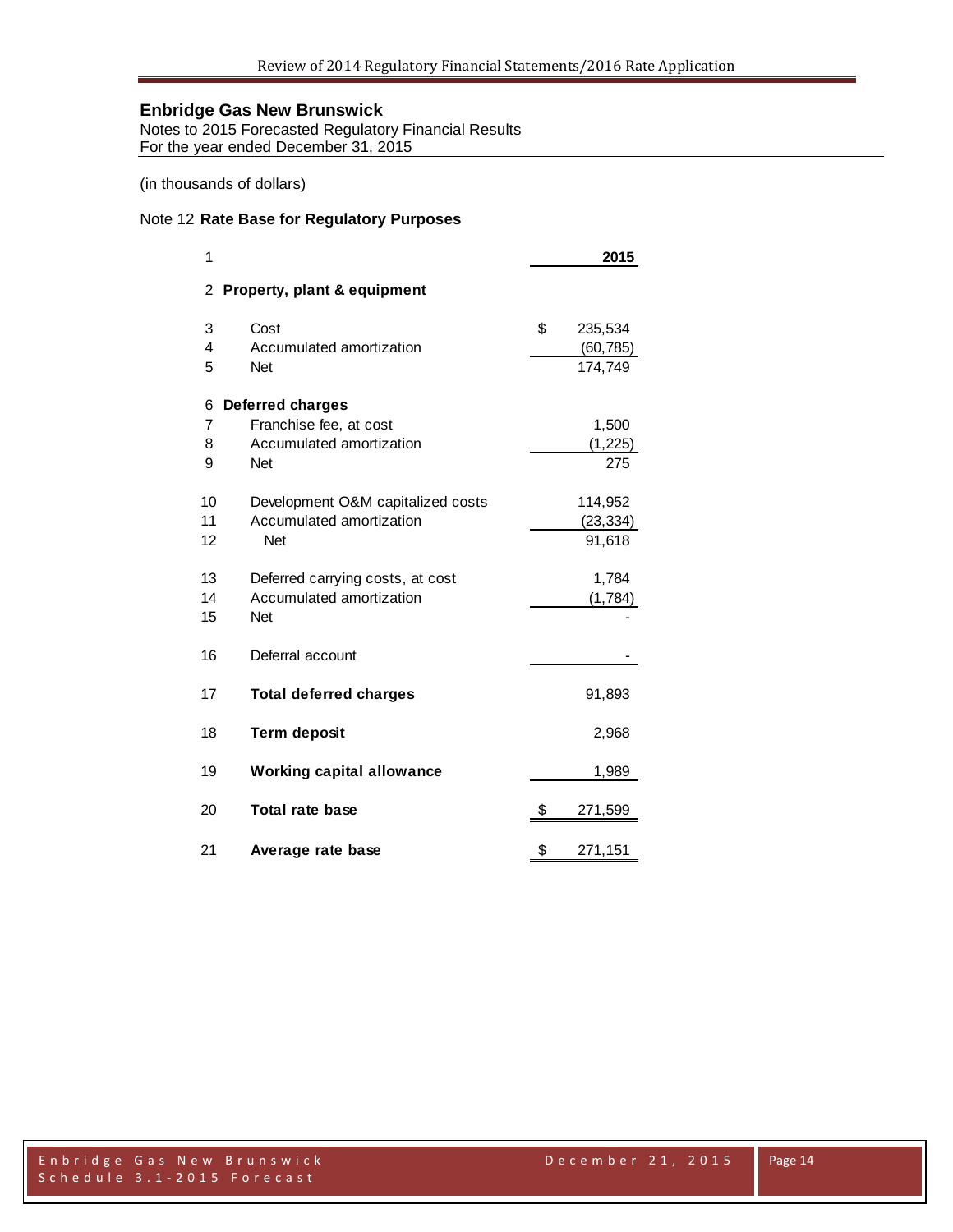## Enbridge Gas New Brunswick

Notes to 2015 Forecasted Regulatory Financial Results
For the year ended December 31, 2015

(in thousands of dollars)

### Note 12 Rate Base for Regulatory Purposes

| | | 2015 |
|---|---|---|
| 1 | | **2015** |
| 2 | **Property, plant & equipment** | |
| 3 | Cost | $ 235,534 |
| 4 | Accumulated amortization | (60,785) |
| 5 | Net | 174,749 |
| 6 | **Deferred charges** | |
| 7 | Franchise fee, at cost | 1,500 |
| 8 | Accumulated amortization | (1,225) |
| 9 | Net | 275 |
| 10 | Development O&M capitalized costs | 114,952 |
| 11 | Accumulated amortization | (23,334) |
| 12 | Net | 91,618 |
| 13 | Deferred carrying costs, at cost | 1,784 |
| 14 | Accumulated amortization | (1,784) |
| 15 | Net | - |
| 16 | Deferral account | - |
| 17 | **Total deferred charges** | 91,893 |
| 18 | **Term deposit** | 2,968 |
| 19 | **Working capital allowance** | 1,989 |
| 20 | **Total rate base** | $ 271,599 |
| 21 | **Average rate base** | $ 271,151 |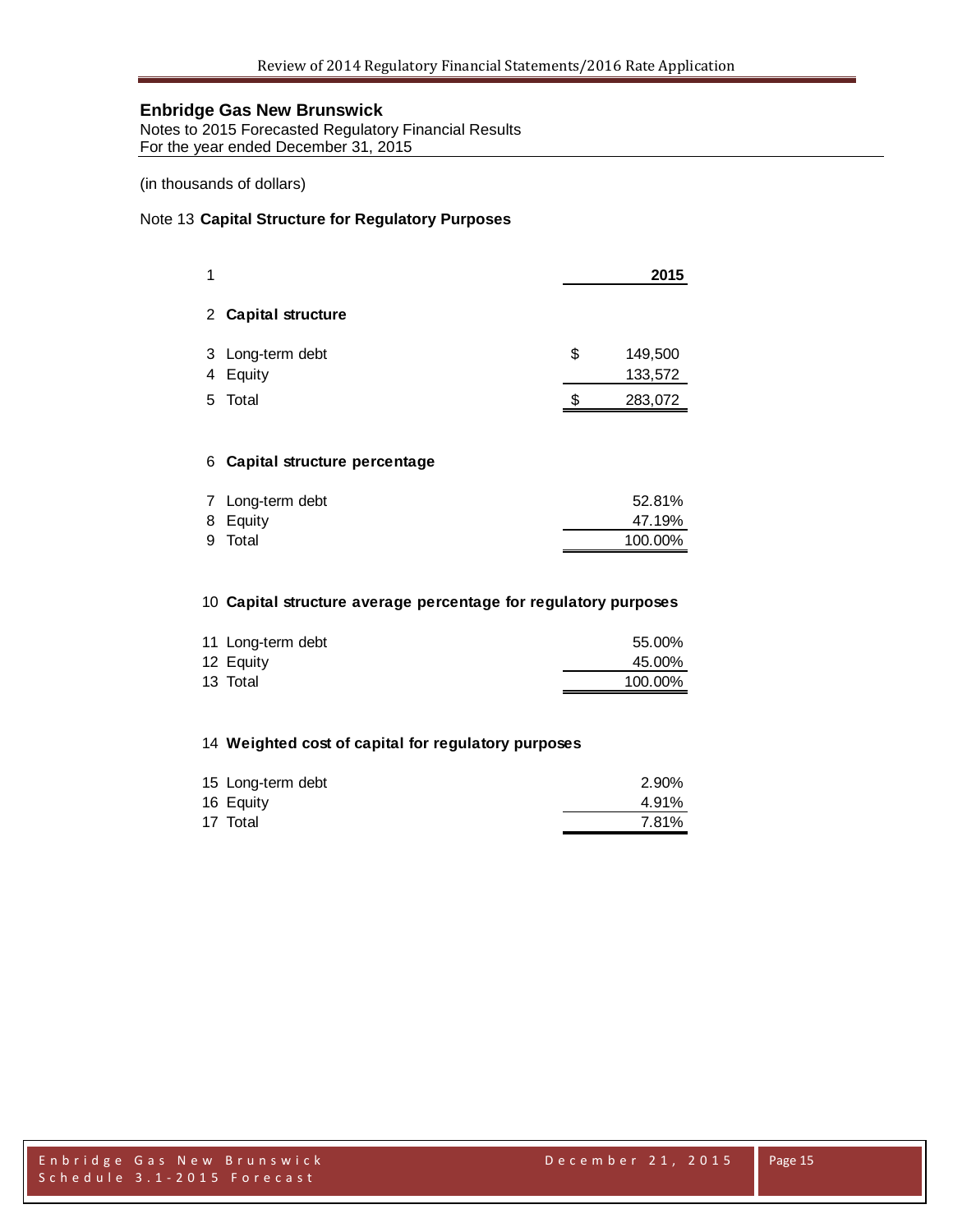**Enbridge Gas New Brunswick**
Notes to 2015 Forecasted Regulatory Financial Results
For the year ended December 31, 2015

(in thousands of dollars)

Note 13 **Capital Structure for Regulatory Purposes**

| | | 2015 |
|---|---|---|
| 1 | | |
| 2 | **Capital structure** | |
| 3 | Long-term debt | $ 149,500 |
| 4 | Equity | 133,572 |
| 5 | Total | $ 283,072 |
| 6 | **Capital structure percentage** | |
| 7 | Long-term debt | 52.81% |
| 8 | Equity | 47.19% |
| 9 | Total | 100.00% |
| 10 | **Capital structure average percentage for regulatory purposes** | |
| 11 | Long-term debt | 55.00% |
| 12 | Equity | 45.00% |
| 13 | Total | 100.00% |
| 14 | **Weighted cost of capital for regulatory purposes** | |
| 15 | Long-term debt | 2.90% |
| 16 | Equity | 4.91% |
| 17 | Total | 7.81% |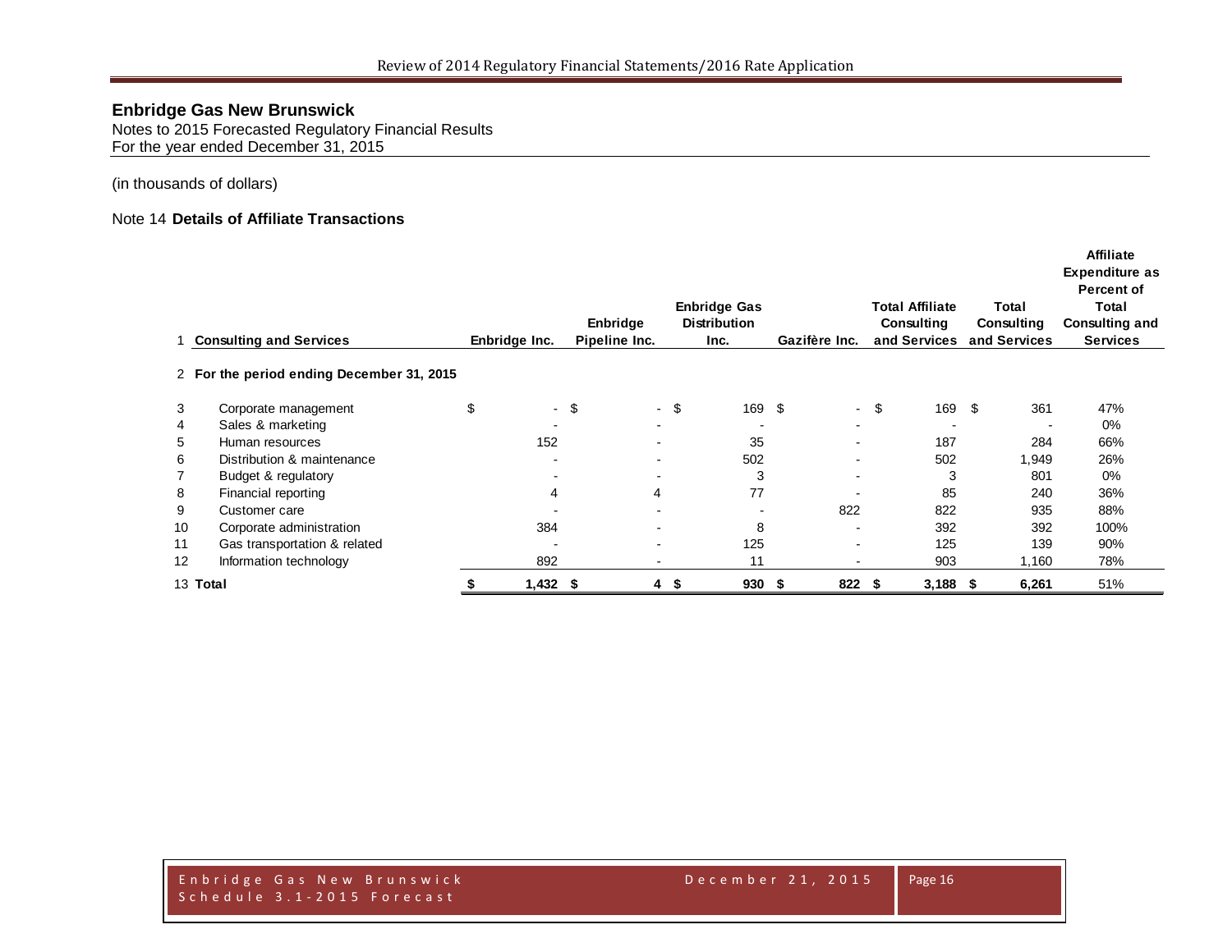**Enbridge Gas New Brunswick**
Notes to 2015 Forecasted Regulatory Financial Results
For the year ended December 31, 2015

(in thousands of dollars)

Note 14 **Details of Affiliate Transactions**

| | **Consulting and Services** | **Enbridge Inc.** | **Enbridge Pipeline Inc.** | **Enbridge Gas Distribution Inc.** | **Gazifère Inc.** | **Total Affiliate Consulting and Services** | **Total Consulting and Services** | **Affiliate Expenditure as Percent of Total Consulting and Services** |
|---|---|---|---|---|---|---|---|---|
| 2 | **For the period ending December 31, 2015** | | | | | | | |
| 3 | Corporate management | $ - | $ - | $ 169 | $ - | $ 169 | $ 361 | 47% |
| 4 | Sales & marketing | - | - | - | - | - | - | 0% |
| 5 | Human resources | 152 | - | 35 | - | 187 | 284 | 66% |
| 6 | Distribution & maintenance | - | - | 502 | - | 502 | 1,949 | 26% |
| 7 | Budget & regulatory | - | - | 3 | - | 3 | 801 | 0% |
| 8 | Financial reporting | 4 | 4 | 77 | - | 85 | 240 | 36% |
| 9 | Customer care | - | - | - | 822 | 822 | 935 | 88% |
| 10 | Corporate administration | 384 | - | 8 | - | 392 | 392 | 100% |
| 11 | Gas transportation & related | - | - | 125 | - | 125 | 139 | 90% |
| 12 | Information technology | 892 | - | 11 | - | 903 | 1,160 | 78% |
| 13 | **Total** | **$ 1,432** | **$ 4** | **$ 930** | **$ 822** | **$ 3,188** | **$ 6,261** | 51% |